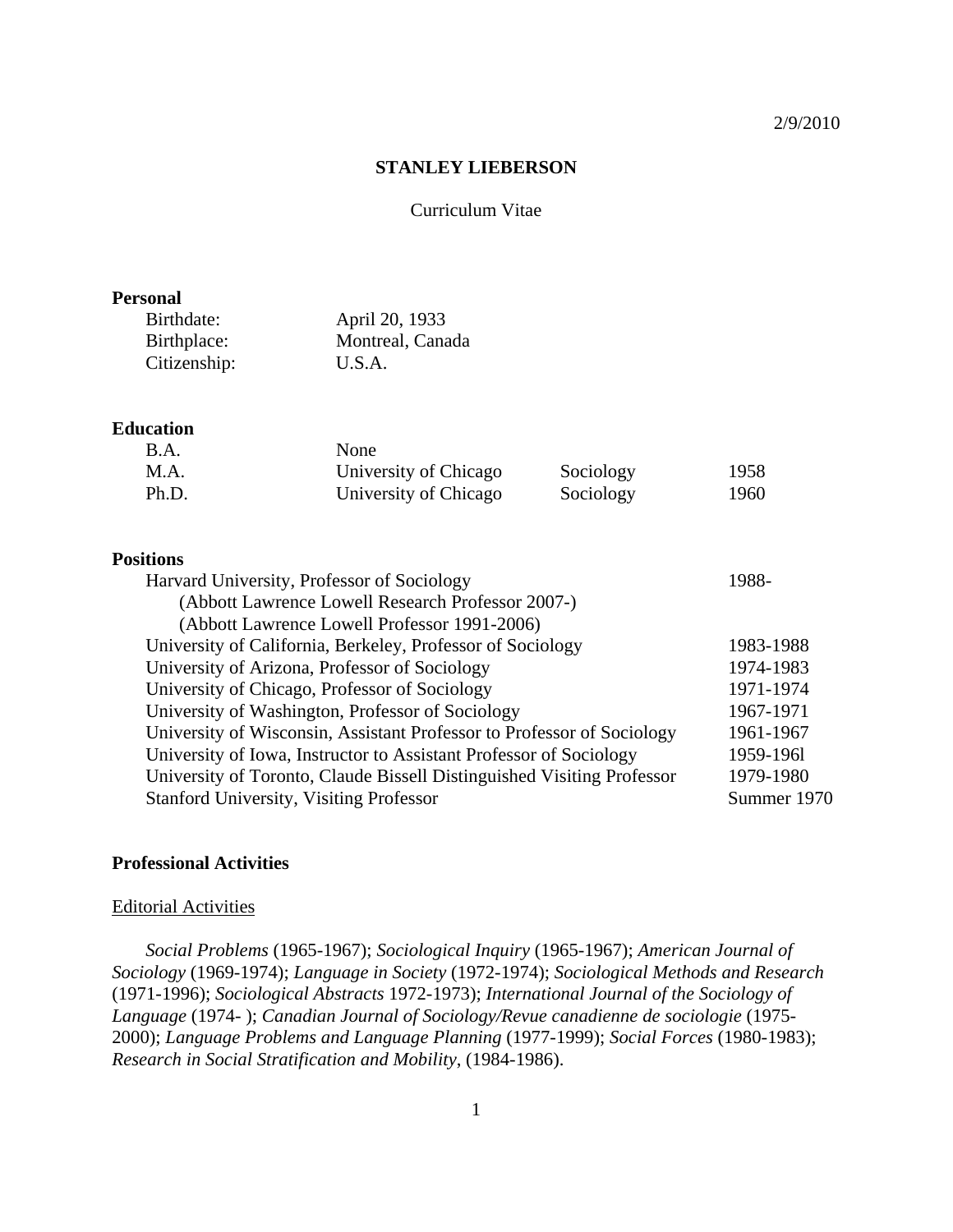2/9/2010

# STANLEY LIEBERSON

Curriculum Vitae

## Personal

| | |
|---|---|
| Birthdate: | April 20, 1933 |
| Birthplace: | Montreal, Canada |
| Citizenship: | U.S.A. |

## Education

| | | | |
|---|---|---|---|
| B.A. | None | | |
| M.A. | University of Chicago | Sociology | 1958 |
| Ph.D. | University of Chicago | Sociology | 1960 |

## Positions

| | |
|---|---|
| Harvard University, Professor of Sociology | 1988- |
| (Abbott Lawrence Lowell Research Professor 2007-) | |
| (Abbott Lawrence Lowell Professor 1991-2006) | |
| University of California, Berkeley, Professor of Sociology | 1983-1988 |
| University of Arizona, Professor of Sociology | 1974-1983 |
| University of Chicago, Professor of Sociology | 1971-1974 |
| University of Washington, Professor of Sociology | 1967-1971 |
| University of Wisconsin, Assistant Professor to Professor of Sociology | 1961-1967 |
| University of Iowa, Instructor to Assistant Professor of Sociology | 1959-196l |
| University of Toronto, Claude Bissell Distinguished Visiting Professor | 1979-1980 |
| Stanford University, Visiting Professor | Summer 1970 |

## Professional Activities

### Editorial Activities

*Social Problems* (1965-1967); *Sociological Inquiry* (1965-1967); *American Journal of Sociology* (1969-1974); *Language in Society* (1972-1974); *Sociological Methods and Research* (1971-1996); *Sociological Abstracts* 1972-1973); *International Journal of the Sociology of Language* (1974- ); *Canadian Journal of Sociology/Revue canadienne de sociologie* (1975-2000); *Language Problems and Language Planning* (1977-1999); *Social Forces* (1980-1983); *Research in Social Stratification and Mobility*, (1984-1986).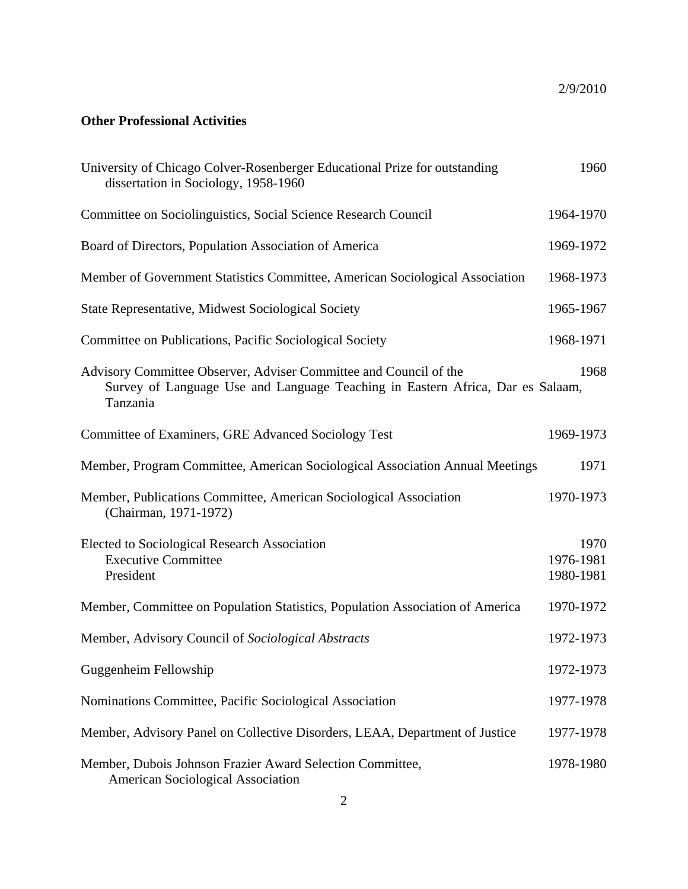2/9/2010

**Other Professional Activities**

| | |
|---|---|
| University of Chicago Colver-Rosenberger Educational Prize for outstanding dissertation in Sociology, 1958-1960 | 1960 |
| Committee on Sociolinguistics, Social Science Research Council | 1964-1970 |
| Board of Directors, Population Association of America | 1969-1972 |
| Member of Government Statistics Committee, American Sociological Association | 1968-1973 |
| State Representative, Midwest Sociological Society | 1965-1967 |
| Committee on Publications, Pacific Sociological Society | 1968-1971 |
| Advisory Committee Observer, Adviser Committee and Council of the Survey of Language Use and Language Teaching in Eastern Africa, Dar es Salaam, Tanzania | 1968 |
| Committee of Examiners, GRE Advanced Sociology Test | 1969-1973 |
| Member, Program Committee, American Sociological Association Annual Meetings | 1971 |
| Member, Publications Committee, American Sociological Association (Chairman, 1971-1972) | 1970-1973 |
| Elected to Sociological Research Association | 1970 |
| Executive Committee | 1976-1981 |
| President | 1980-1981 |
| Member, Committee on Population Statistics, Population Association of America | 1970-1972 |
| Member, Advisory Council of *Sociological Abstracts* | 1972-1973 |
| Guggenheim Fellowship | 1972-1973 |
| Nominations Committee, Pacific Sociological Association | 1977-1978 |
| Member, Advisory Panel on Collective Disorders, LEAA, Department of Justice | 1977-1978 |
| Member, Dubois Johnson Frazier Award Selection Committee, American Sociological Association | 1978-1980 |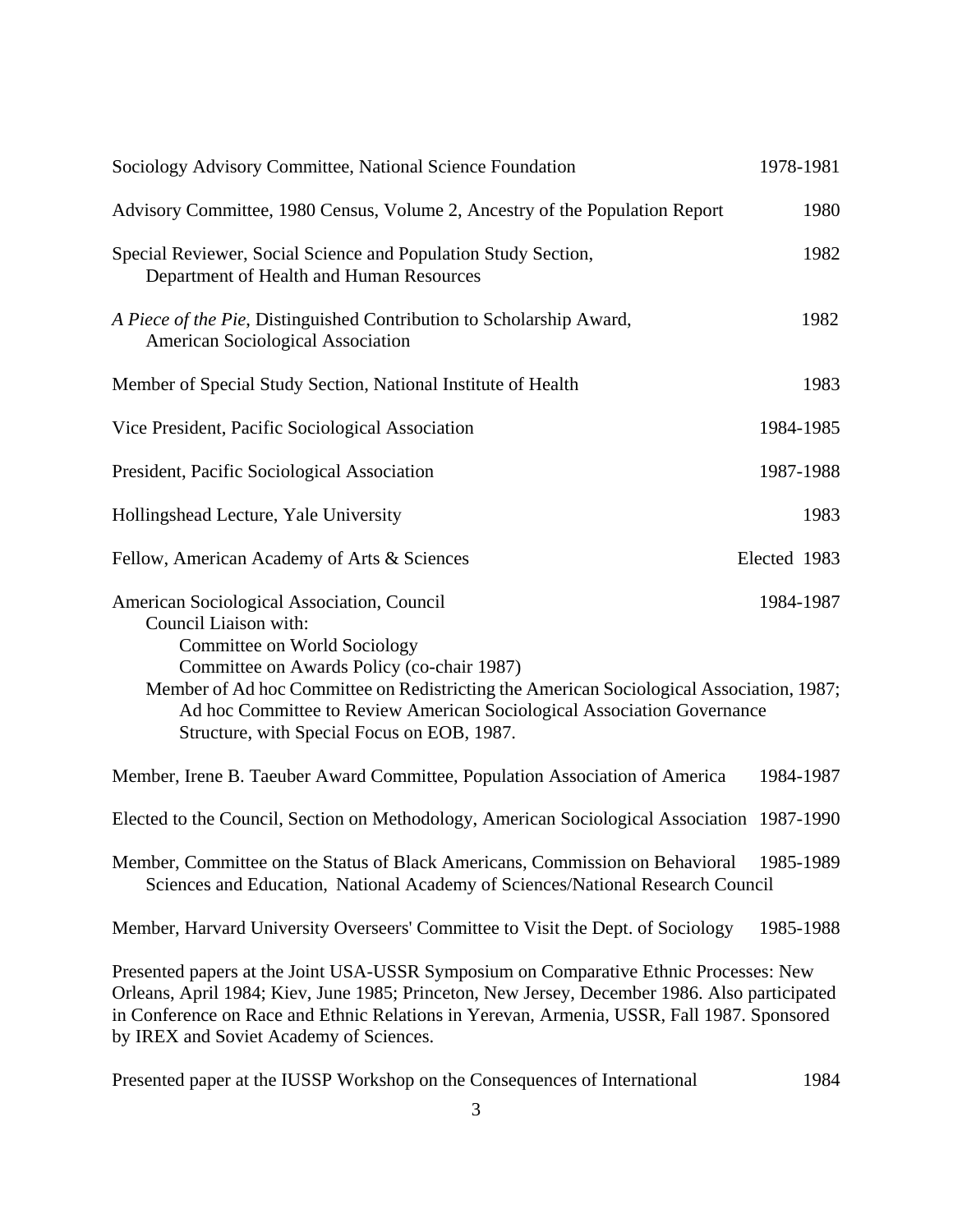Sociology Advisory Committee, National Science Foundation 1978-1981

Advisory Committee, 1980 Census, Volume 2, Ancestry of the Population Report 1980

Special Reviewer, Social Science and Population Study Section,
Department of Health and Human Resources 1982

*A Piece of the Pie*, Distinguished Contribution to Scholarship Award,
American Sociological Association 1982

Member of Special Study Section, National Institute of Health 1983

Vice President, Pacific Sociological Association 1984-1985

President, Pacific Sociological Association 1987-1988

Hollingshead Lecture, Yale University 1983

Fellow, American Academy of Arts & Sciences Elected 1983

American Sociological Association, Council 1984-1987
Council Liaison with:
Committee on World Sociology
Committee on Awards Policy (co-chair 1987)
Member of Ad hoc Committee on Redistricting the American Sociological Association, 1987;
Ad hoc Committee to Review American Sociological Association Governance Structure, with Special Focus on EOB, 1987.

Member, Irene B. Taeuber Award Committee, Population Association of America 1984-1987

Elected to the Council, Section on Methodology, American Sociological Association 1987-1990

Member, Committee on the Status of Black Americans, Commission on Behavioral Sciences and Education, National Academy of Sciences/National Research Council 1985-1989

Member, Harvard University Overseers' Committee to Visit the Dept. of Sociology 1985-1988

Presented papers at the Joint USA-USSR Symposium on Comparative Ethnic Processes: New Orleans, April 1984; Kiev, June 1985; Princeton, New Jersey, December 1986. Also participated in Conference on Race and Ethnic Relations in Yerevan, Armenia, USSR, Fall 1987. Sponsored by IREX and Soviet Academy of Sciences.

Presented paper at the IUSSP Workshop on the Consequences of International 1984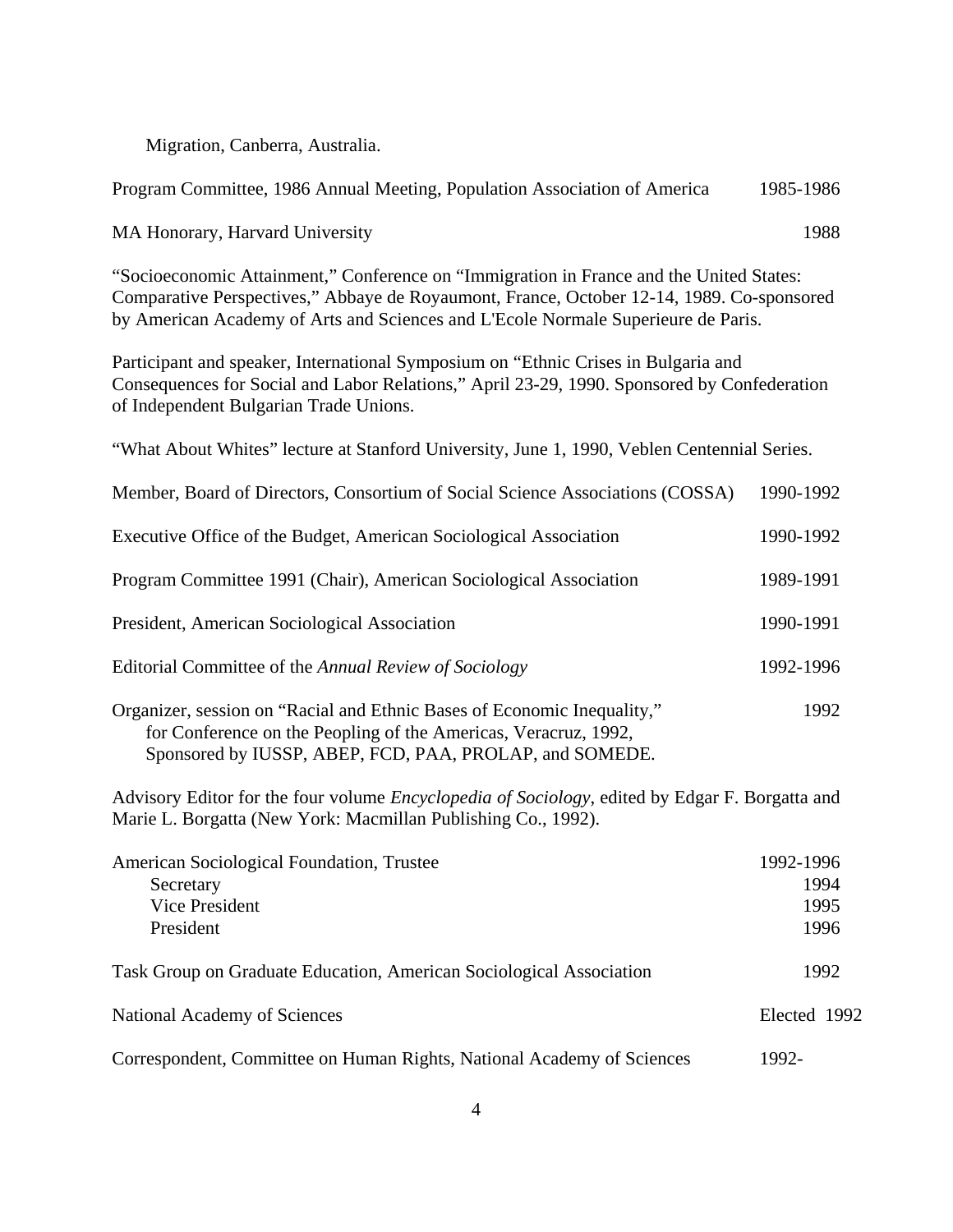Migration, Canberra, Australia.

Program Committee, 1986 Annual Meeting, Population Association of America 1985-1986

MA Honorary, Harvard University 1988

"Socioeconomic Attainment," Conference on "Immigration in France and the United States: Comparative Perspectives," Abbaye de Royaumont, France, October 12-14, 1989. Co-sponsored by American Academy of Arts and Sciences and L'Ecole Normale Superieure de Paris.

Participant and speaker, International Symposium on "Ethnic Crises in Bulgaria and Consequences for Social and Labor Relations," April 23-29, 1990. Sponsored by Confederation of Independent Bulgarian Trade Unions.

"What About Whites" lecture at Stanford University, June 1, 1990, Veblen Centennial Series.

Member, Board of Directors, Consortium of Social Science Associations (COSSA) 1990-1992

Executive Office of the Budget, American Sociological Association 1990-1992

Program Committee 1991 (Chair), American Sociological Association 1989-1991

President, American Sociological Association 1990-1991

Editorial Committee of the *Annual Review of Sociology* 1992-1996

Organizer, session on "Racial and Ethnic Bases of Economic Inequality," for Conference on the Peopling of the Americas, Veracruz, 1992, Sponsored by IUSSP, ABEP, FCD, PAA, PROLAP, and SOMEDE. 1992

Advisory Editor for the four volume *Encyclopedia of Sociology*, edited by Edgar F. Borgatta and Marie L. Borgatta (New York: Macmillan Publishing Co., 1992).

American Sociological Foundation, Trustee 1992-1996
- Secretary 1994
- Vice President 1995
- President 1996

Task Group on Graduate Education, American Sociological Association 1992

National Academy of Sciences Elected 1992

Correspondent, Committee on Human Rights, National Academy of Sciences 1992-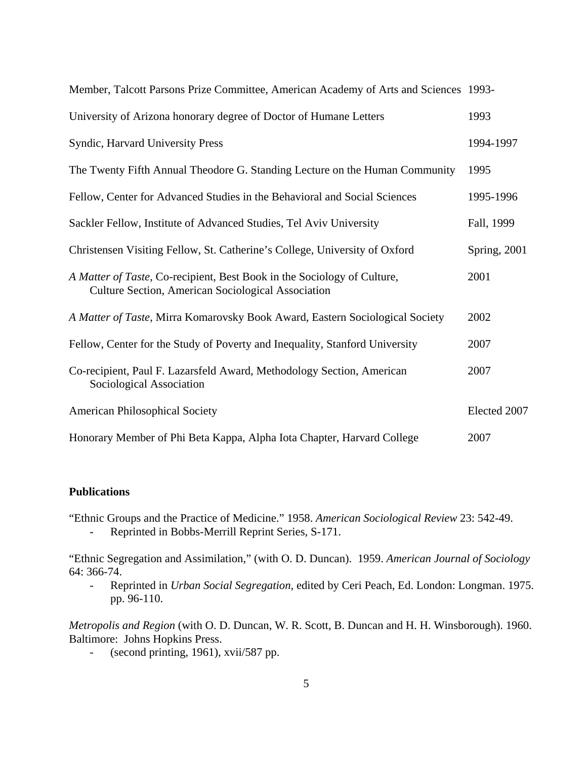| | |
|---|---|
| Member, Talcott Parsons Prize Committee, American Academy of Arts and Sciences | 1993- |
| University of Arizona honorary degree of Doctor of Humane Letters | 1993 |
| Syndic, Harvard University Press | 1994-1997 |
| The Twenty Fifth Annual Theodore G. Standing Lecture on the Human Community | 1995 |
| Fellow, Center for Advanced Studies in the Behavioral and Social Sciences | 1995-1996 |
| Sackler Fellow, Institute of Advanced Studies, Tel Aviv University | Fall, 1999 |
| Christensen Visiting Fellow, St. Catherine's College, University of Oxford | Spring, 2001 |
| *A Matter of Taste*, Co-recipient, Best Book in the Sociology of Culture, Culture Section, American Sociological Association | 2001 |
| *A Matter of Taste*, Mirra Komarovsky Book Award, Eastern Sociological Society | 2002 |
| Fellow, Center for the Study of Poverty and Inequality, Stanford University | 2007 |
| Co-recipient, Paul F. Lazarsfeld Award, Methodology Section, American Sociological Association | 2007 |
| American Philosophical Society | Elected 2007 |
| Honorary Member of Phi Beta Kappa, Alpha Iota Chapter, Harvard College | 2007 |

**Publications**

"Ethnic Groups and the Practice of Medicine." 1958. *American Sociological Review* 23: 542-49.

- Reprinted in Bobbs-Merrill Reprint Series, S-171.

"Ethnic Segregation and Assimilation," (with O. D. Duncan). 1959. *American Journal of Sociology* 64: 366-74.

- Reprinted in *Urban Social Segregation*, edited by Ceri Peach, Ed. London: Longman. 1975. pp. 96-110.

*Metropolis and Region* (with O. D. Duncan, W. R. Scott, B. Duncan and H. H. Winsborough). 1960. Baltimore: Johns Hopkins Press.

- (second printing, 1961), xvii/587 pp.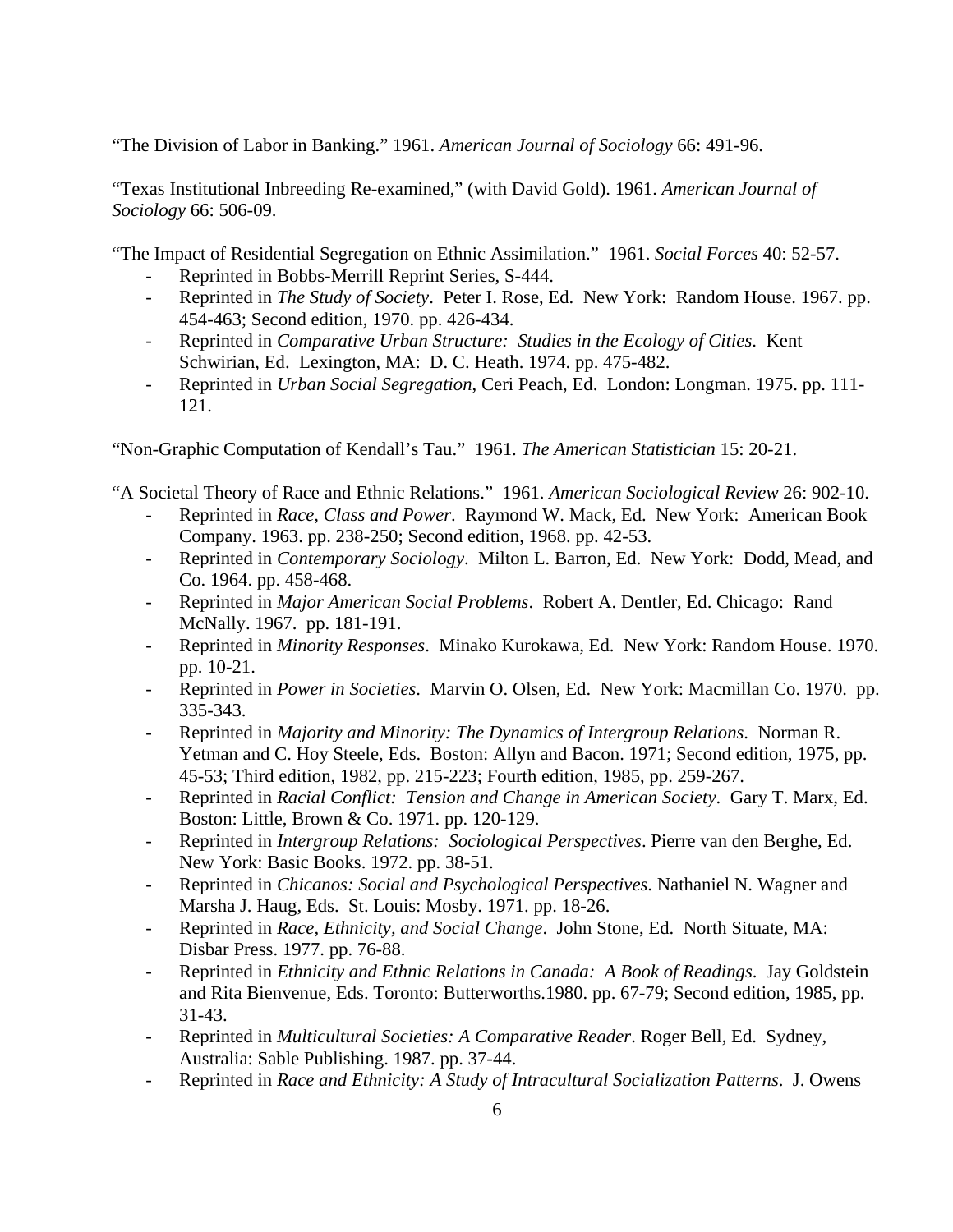"The Division of Labor in Banking." 1961. *American Journal of Sociology* 66: 491-96.

"Texas Institutional Inbreeding Re-examined," (with David Gold). 1961. *American Journal of Sociology* 66: 506-09.

"The Impact of Residential Segregation on Ethnic Assimilation." 1961. *Social Forces* 40: 52-57.

- Reprinted in Bobbs-Merrill Reprint Series, S-444.
- Reprinted in *The Study of Society*. Peter I. Rose, Ed. New York: Random House. 1967. pp. 454-463; Second edition, 1970. pp. 426-434.
- Reprinted in *Comparative Urban Structure: Studies in the Ecology of Cities*. Kent Schwirian, Ed. Lexington, MA: D. C. Heath. 1974. pp. 475-482.
- Reprinted in *Urban Social Segregation*, Ceri Peach, Ed. London: Longman. 1975. pp. 111-121.

"Non-Graphic Computation of Kendall's Tau." 1961. *The American Statistician* 15: 20-21.

"A Societal Theory of Race and Ethnic Relations." 1961. *American Sociological Review* 26: 902-10.

- Reprinted in *Race, Class and Power.* Raymond W. Mack, Ed. New York: American Book Company. 1963. pp. 238-250; Second edition, 1968. pp. 42-53.
- Reprinted in *Contemporary Sociology*. Milton L. Barron, Ed. New York: Dodd, Mead, and Co. 1964. pp. 458-468.
- Reprinted in *Major American Social Problems*. Robert A. Dentler, Ed. Chicago: Rand McNally. 1967. pp. 181-191.
- Reprinted in *Minority Responses*. Minako Kurokawa, Ed. New York: Random House. 1970. pp. 10-21.
- Reprinted in *Power in Societies*. Marvin O. Olsen, Ed. New York: Macmillan Co. 1970. pp. 335-343.
- Reprinted in *Majority and Minority: The Dynamics of Intergroup Relations*. Norman R. Yetman and C. Hoy Steele, Eds. Boston: Allyn and Bacon. 1971; Second edition, 1975, pp. 45-53; Third edition, 1982, pp. 215-223; Fourth edition, 1985, pp. 259-267.
- Reprinted in *Racial Conflict: Tension and Change in American Society*. Gary T. Marx, Ed. Boston: Little, Brown & Co. 1971. pp. 120-129.
- Reprinted in *Intergroup Relations: Sociological Perspectives*. Pierre van den Berghe, Ed. New York: Basic Books. 1972. pp. 38-51.
- Reprinted in *Chicanos: Social and Psychological Perspectives*. Nathaniel N. Wagner and Marsha J. Haug, Eds. St. Louis: Mosby. 1971. pp. 18-26.
- Reprinted in *Race, Ethnicity, and Social Change*. John Stone, Ed. North Situate, MA: Disbar Press. 1977. pp. 76-88.
- Reprinted in *Ethnicity and Ethnic Relations in Canada: A Book of Readings*. Jay Goldstein and Rita Bienvenue, Eds. Toronto: Butterworths.1980. pp. 67-79; Second edition, 1985, pp. 31-43.
- Reprinted in *Multicultural Societies: A Comparative Reader*. Roger Bell, Ed. Sydney, Australia: Sable Publishing. 1987. pp. 37-44.
- Reprinted in *Race and Ethnicity: A Study of Intracultural Socialization Patterns*. J. Owens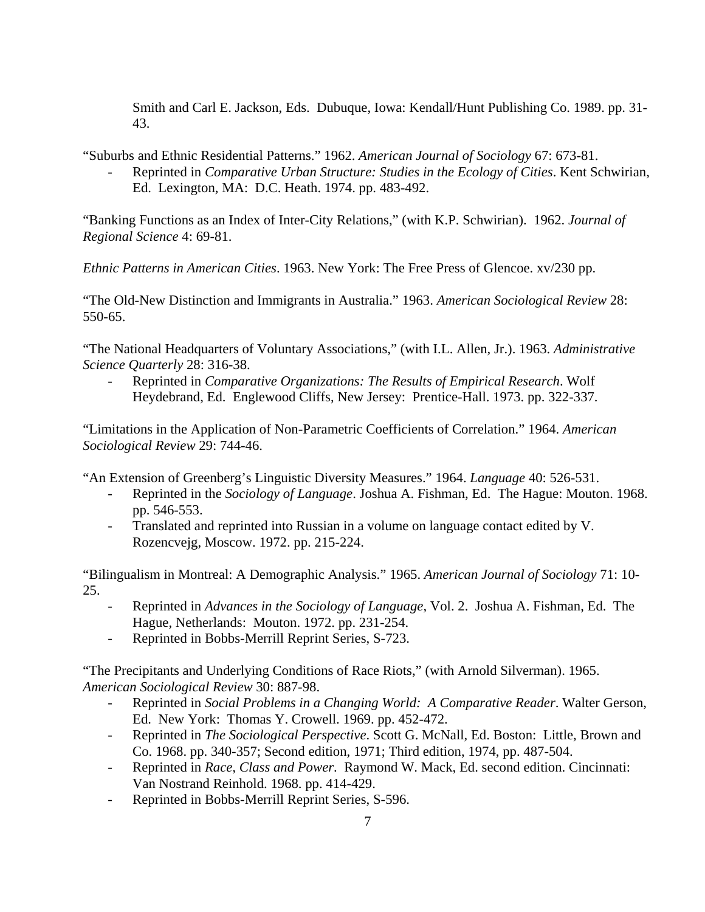Smith and Carl E. Jackson, Eds. Dubuque, Iowa: Kendall/Hunt Publishing Co. 1989. pp. 31-43.

"Suburbs and Ethnic Residential Patterns." 1962. *American Journal of Sociology* 67: 673-81.

- Reprinted in *Comparative Urban Structure: Studies in the Ecology of Cities*. Kent Schwirian, Ed. Lexington, MA: D.C. Heath. 1974. pp. 483-492.

"Banking Functions as an Index of Inter-City Relations," (with K.P. Schwirian). 1962. *Journal of Regional Science* 4: 69-81.

*Ethnic Patterns in American Cities*. 1963. New York: The Free Press of Glencoe. xv/230 pp.

"The Old-New Distinction and Immigrants in Australia." 1963. *American Sociological Review* 28: 550-65.

"The National Headquarters of Voluntary Associations," (with I.L. Allen, Jr.). 1963. *Administrative Science Quarterly* 28: 316-38.

- Reprinted in *Comparative Organizations: The Results of Empirical Research*. Wolf Heydebrand, Ed. Englewood Cliffs, New Jersey: Prentice-Hall. 1973. pp. 322-337.

"Limitations in the Application of Non-Parametric Coefficients of Correlation." 1964. *American Sociological Review* 29: 744-46.

"An Extension of Greenberg's Linguistic Diversity Measures." 1964. *Language* 40: 526-531.

- Reprinted in the *Sociology of Language*. Joshua A. Fishman, Ed. The Hague: Mouton. 1968. pp. 546-553.
- Translated and reprinted into Russian in a volume on language contact edited by V. Rozencvejg, Moscow. 1972. pp. 215-224.

"Bilingualism in Montreal: A Demographic Analysis." 1965. *American Journal of Sociology* 71: 10-25.

- Reprinted in *Advances in the Sociology of Language*, Vol. 2. Joshua A. Fishman, Ed. The Hague, Netherlands: Mouton. 1972. pp. 231-254.
- Reprinted in Bobbs-Merrill Reprint Series, S-723.

"The Precipitants and Underlying Conditions of Race Riots," (with Arnold Silverman). 1965. *American Sociological Review* 30: 887-98.

- Reprinted in *Social Problems in a Changing World: A Comparative Reader*. Walter Gerson, Ed. New York: Thomas Y. Crowell. 1969. pp. 452-472.
- Reprinted in *The Sociological Perspective*. Scott G. McNall, Ed. Boston: Little, Brown and Co. 1968. pp. 340-357; Second edition, 1971; Third edition, 1974, pp. 487-504.
- Reprinted in *Race, Class and Power*. Raymond W. Mack, Ed. second edition. Cincinnati: Van Nostrand Reinhold. 1968. pp. 414-429.
- Reprinted in Bobbs-Merrill Reprint Series, S-596.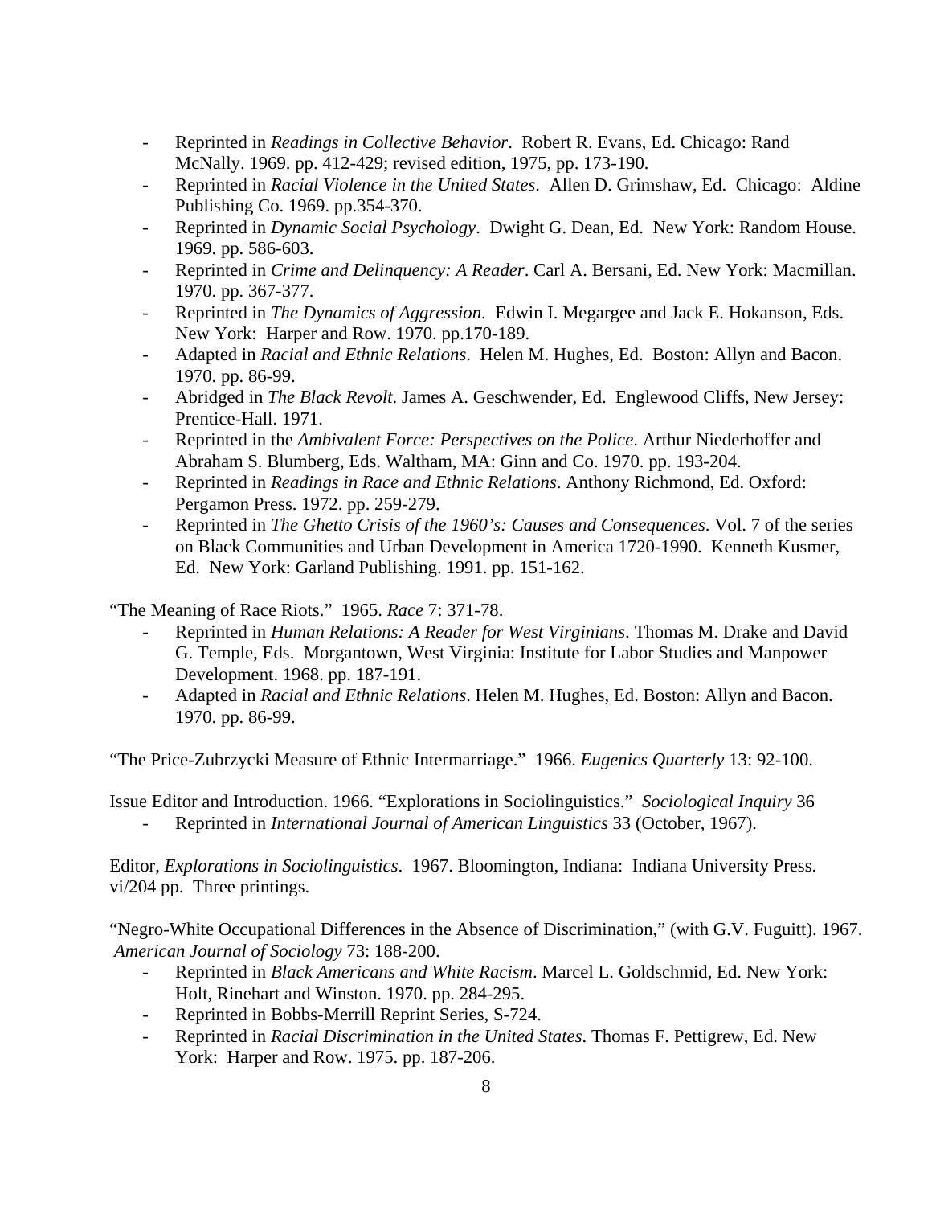- Reprinted in *Readings in Collective Behavior*. Robert R. Evans, Ed. Chicago: Rand McNally. 1969. pp. 412-429; revised edition, 1975, pp. 173-190.
- Reprinted in *Racial Violence in the United States*. Allen D. Grimshaw, Ed. Chicago: Aldine Publishing Co. 1969. pp.354-370.
- Reprinted in *Dynamic Social Psychology*. Dwight G. Dean, Ed. New York: Random House. 1969. pp. 586-603.
- Reprinted in *Crime and Delinquency: A Reader*. Carl A. Bersani, Ed. New York: Macmillan. 1970. pp. 367-377.
- Reprinted in *The Dynamics of Aggression*. Edwin I. Megargee and Jack E. Hokanson, Eds. New York: Harper and Row. 1970. pp.170-189.
- Adapted in *Racial and Ethnic Relations*. Helen M. Hughes, Ed. Boston: Allyn and Bacon. 1970. pp. 86-99.
- Abridged in *The Black Revolt*. James A. Geschwender, Ed. Englewood Cliffs, New Jersey: Prentice-Hall. 1971.
- Reprinted in the *Ambivalent Force: Perspectives on the Police*. Arthur Niederhoffer and Abraham S. Blumberg, Eds. Waltham, MA: Ginn and Co. 1970. pp. 193-204.
- Reprinted in *Readings in Race and Ethnic Relations*. Anthony Richmond, Ed. Oxford: Pergamon Press. 1972. pp. 259-279.
- Reprinted in *The Ghetto Crisis of the 1960's: Causes and Consequences*. Vol. 7 of the series on Black Communities and Urban Development in America 1720-1990. Kenneth Kusmer, Ed. New York: Garland Publishing. 1991. pp. 151-162.

"The Meaning of Race Riots." 1965. *Race* 7: 371-78.
- Reprinted in *Human Relations: A Reader for West Virginians*. Thomas M. Drake and David G. Temple, Eds. Morgantown, West Virginia: Institute for Labor Studies and Manpower Development. 1968. pp. 187-191.
- Adapted in *Racial and Ethnic Relations*. Helen M. Hughes, Ed. Boston: Allyn and Bacon. 1970. pp. 86-99.

"The Price-Zubrzycki Measure of Ethnic Intermarriage." 1966. *Eugenics Quarterly* 13: 92-100.

Issue Editor and Introduction. 1966. "Explorations in Sociolinguistics." *Sociological Inquiry* 36
- Reprinted in *International Journal of American Linguistics* 33 (October, 1967).

Editor, *Explorations in Sociolinguistics*. 1967. Bloomington, Indiana: Indiana University Press. vi/204 pp. Three printings.

"Negro-White Occupational Differences in the Absence of Discrimination," (with G.V. Fuguitt). 1967. *American Journal of Sociology* 73: 188-200.
- Reprinted in *Black Americans and White Racism*. Marcel L. Goldschmid, Ed. New York: Holt, Rinehart and Winston. 1970. pp. 284-295.
- Reprinted in Bobbs-Merrill Reprint Series, S-724.
- Reprinted in *Racial Discrimination in the United States*. Thomas F. Pettigrew, Ed. New York: Harper and Row. 1975. pp. 187-206.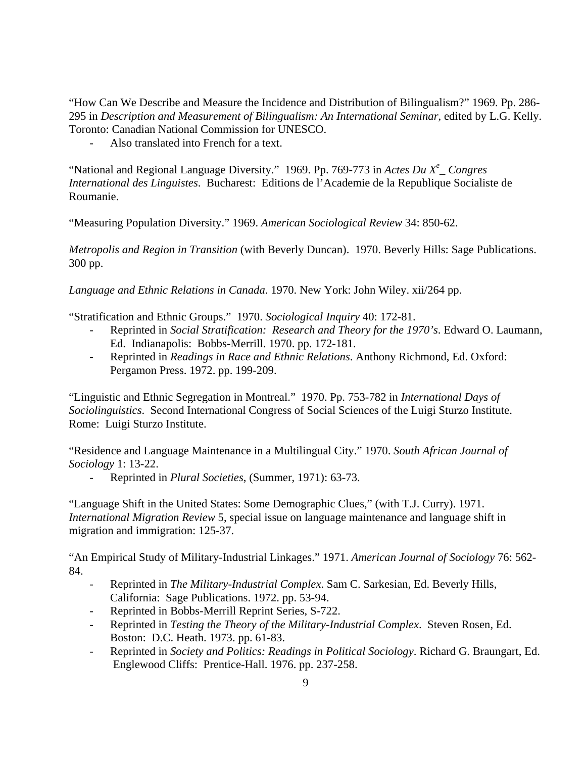"How Can We Describe and Measure the Incidence and Distribution of Bilingualism?" 1969. Pp. 286-295 in *Description and Measurement of Bilingualism: An International Seminar*, edited by L.G. Kelly. Toronto: Canadian National Commission for UNESCO.

- Also translated into French for a text.

"National and Regional Language Diversity." 1969. Pp. 769-773 in *Actes Du X$^{e}$_ Congres International des Linguistes*. Bucharest: Editions de l'Academie de la Republique Socialiste de Roumanie.

"Measuring Population Diversity." 1969. *American Sociological Review* 34: 850-62.

*Metropolis and Region in Transition* (with Beverly Duncan). 1970. Beverly Hills: Sage Publications. 300 pp.

*Language and Ethnic Relations in Canada*. 1970. New York: John Wiley. xii/264 pp.

"Stratification and Ethnic Groups." 1970. *Sociological Inquiry* 40: 172-81.

- Reprinted in *Social Stratification: Research and Theory for the 1970's*. Edward O. Laumann, Ed. Indianapolis: Bobbs-Merrill. 1970. pp. 172-181.
- Reprinted in *Readings in Race and Ethnic Relations*. Anthony Richmond, Ed. Oxford: Pergamon Press. 1972. pp. 199-209.

"Linguistic and Ethnic Segregation in Montreal." 1970. Pp. 753-782 in *International Days of Sociolinguistics*. Second International Congress of Social Sciences of the Luigi Sturzo Institute. Rome: Luigi Sturzo Institute.

"Residence and Language Maintenance in a Multilingual City." 1970. *South African Journal of Sociology* 1: 13-22.

- Reprinted in *Plural Societies*, (Summer, 1971): 63-73.

"Language Shift in the United States: Some Demographic Clues," (with T.J. Curry). 1971. *International Migration Review* 5, special issue on language maintenance and language shift in migration and immigration: 125-37.

"An Empirical Study of Military-Industrial Linkages." 1971. *American Journal of Sociology* 76: 562-84.

- Reprinted in *The Military-Industrial Complex*. Sam C. Sarkesian, Ed. Beverly Hills, California: Sage Publications. 1972. pp. 53-94.
- Reprinted in Bobbs-Merrill Reprint Series, S-722.
- Reprinted in *Testing the Theory of the Military-Industrial Complex*. Steven Rosen, Ed. Boston: D.C. Heath. 1973. pp. 61-83.
- Reprinted in *Society and Politics: Readings in Political Sociology*. Richard G. Braungart, Ed. Englewood Cliffs: Prentice-Hall. 1976. pp. 237-258.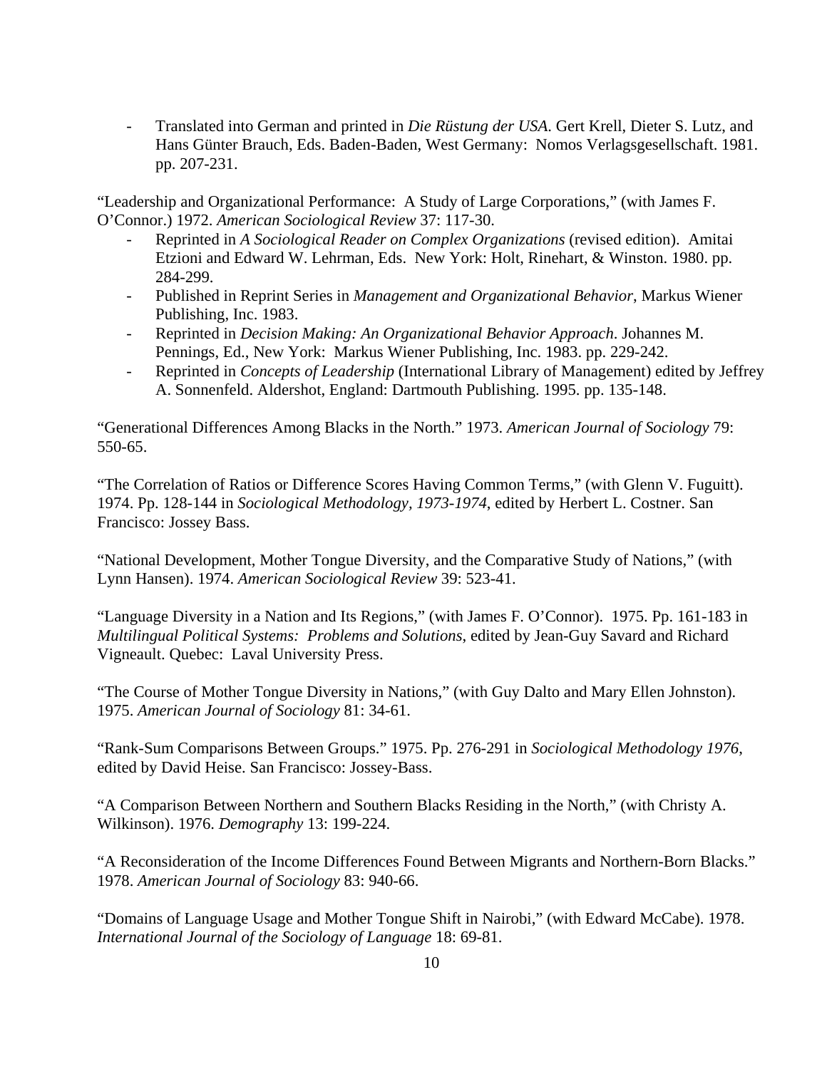- Translated into German and printed in *Die Rüstung der USA*. Gert Krell, Dieter S. Lutz, and Hans Günter Brauch, Eds. Baden-Baden, West Germany: Nomos Verlagsgesellschaft. 1981. pp. 207-231.

"Leadership and Organizational Performance: A Study of Large Corporations," (with James F. O'Connor.) 1972. *American Sociological Review* 37: 117-30.

- Reprinted in *A Sociological Reader on Complex Organizations* (revised edition). Amitai Etzioni and Edward W. Lehrman, Eds. New York: Holt, Rinehart, & Winston. 1980. pp. 284-299.
- Published in Reprint Series in *Management and Organizational Behavior*, Markus Wiener Publishing, Inc. 1983.
- Reprinted in *Decision Making: An Organizational Behavior Approach*. Johannes M. Pennings, Ed., New York: Markus Wiener Publishing, Inc. 1983. pp. 229-242.
- Reprinted in *Concepts of Leadership* (International Library of Management) edited by Jeffrey A. Sonnenfeld. Aldershot, England: Dartmouth Publishing. 1995. pp. 135-148.

"Generational Differences Among Blacks in the North." 1973. *American Journal of Sociology* 79: 550-65.

"The Correlation of Ratios or Difference Scores Having Common Terms," (with Glenn V. Fuguitt). 1974. Pp. 128-144 in *Sociological Methodology, 1973-1974*, edited by Herbert L. Costner. San Francisco: Jossey Bass.

"National Development, Mother Tongue Diversity, and the Comparative Study of Nations," (with Lynn Hansen). 1974. *American Sociological Review* 39: 523-41.

"Language Diversity in a Nation and Its Regions," (with James F. O'Connor). 1975. Pp. 161-183 in *Multilingual Political Systems: Problems and Solutions*, edited by Jean-Guy Savard and Richard Vigneault. Quebec: Laval University Press.

"The Course of Mother Tongue Diversity in Nations," (with Guy Dalto and Mary Ellen Johnston). 1975. *American Journal of Sociology* 81: 34-61.

"Rank-Sum Comparisons Between Groups." 1975. Pp. 276-291 in *Sociological Methodology 1976*, edited by David Heise. San Francisco: Jossey-Bass.

"A Comparison Between Northern and Southern Blacks Residing in the North," (with Christy A. Wilkinson). 1976. *Demography* 13: 199-224.

"A Reconsideration of the Income Differences Found Between Migrants and Northern-Born Blacks." 1978. *American Journal of Sociology* 83: 940-66.

"Domains of Language Usage and Mother Tongue Shift in Nairobi," (with Edward McCabe). 1978. *International Journal of the Sociology of Language* 18: 69-81.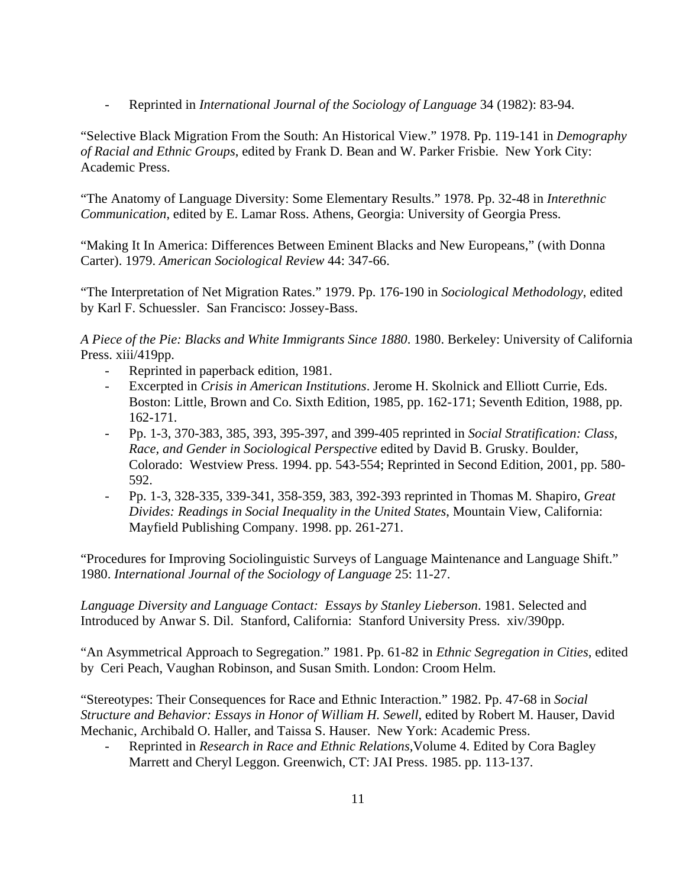- Reprinted in *International Journal of the Sociology of Language* 34 (1982): 83-94.

"Selective Black Migration From the South: An Historical View." 1978. Pp. 119-141 in *Demography of Racial and Ethnic Groups*, edited by Frank D. Bean and W. Parker Frisbie. New York City: Academic Press.

"The Anatomy of Language Diversity: Some Elementary Results." 1978. Pp. 32-48 in *Interethnic Communication*, edited by E. Lamar Ross. Athens, Georgia: University of Georgia Press.

"Making It In America: Differences Between Eminent Blacks and New Europeans," (with Donna Carter). 1979. *American Sociological Review* 44: 347-66.

"The Interpretation of Net Migration Rates." 1979. Pp. 176-190 in *Sociological Methodology*, edited by Karl F. Schuessler. San Francisco: Jossey-Bass.

*A Piece of the Pie: Blacks and White Immigrants Since 1880*. 1980. Berkeley: University of California Press. xiii/419pp.

- Reprinted in paperback edition, 1981.
- Excerpted in *Crisis in American Institutions*. Jerome H. Skolnick and Elliott Currie, Eds. Boston: Little, Brown and Co. Sixth Edition, 1985, pp. 162-171; Seventh Edition, 1988, pp. 162-171.
- Pp. 1-3, 370-383, 385, 393, 395-397, and 399-405 reprinted in *Social Stratification: Class, Race, and Gender in Sociological Perspective* edited by David B. Grusky. Boulder, Colorado: Westview Press. 1994. pp. 543-554; Reprinted in Second Edition, 2001, pp. 580-592.
- Pp. 1-3, 328-335, 339-341, 358-359, 383, 392-393 reprinted in Thomas M. Shapiro, *Great Divides: Readings in Social Inequality in the United States*, Mountain View, California: Mayfield Publishing Company. 1998. pp. 261-271.

"Procedures for Improving Sociolinguistic Surveys of Language Maintenance and Language Shift." 1980. *International Journal of the Sociology of Language* 25: 11-27.

*Language Diversity and Language Contact: Essays by Stanley Lieberson*. 1981. Selected and Introduced by Anwar S. Dil. Stanford, California: Stanford University Press. xiv/390pp.

"An Asymmetrical Approach to Segregation." 1981. Pp. 61-82 in *Ethnic Segregation in Cities*, edited by Ceri Peach, Vaughan Robinson, and Susan Smith. London: Croom Helm.

"Stereotypes: Their Consequences for Race and Ethnic Interaction." 1982. Pp. 47-68 in *Social Structure and Behavior: Essays in Honor of William H. Sewell*, edited by Robert M. Hauser, David Mechanic, Archibald O. Haller, and Taissa S. Hauser. New York: Academic Press.

- Reprinted in *Research in Race and Ethnic Relations*,Volume 4. Edited by Cora Bagley Marrett and Cheryl Leggon. Greenwich, CT: JAI Press. 1985. pp. 113-137.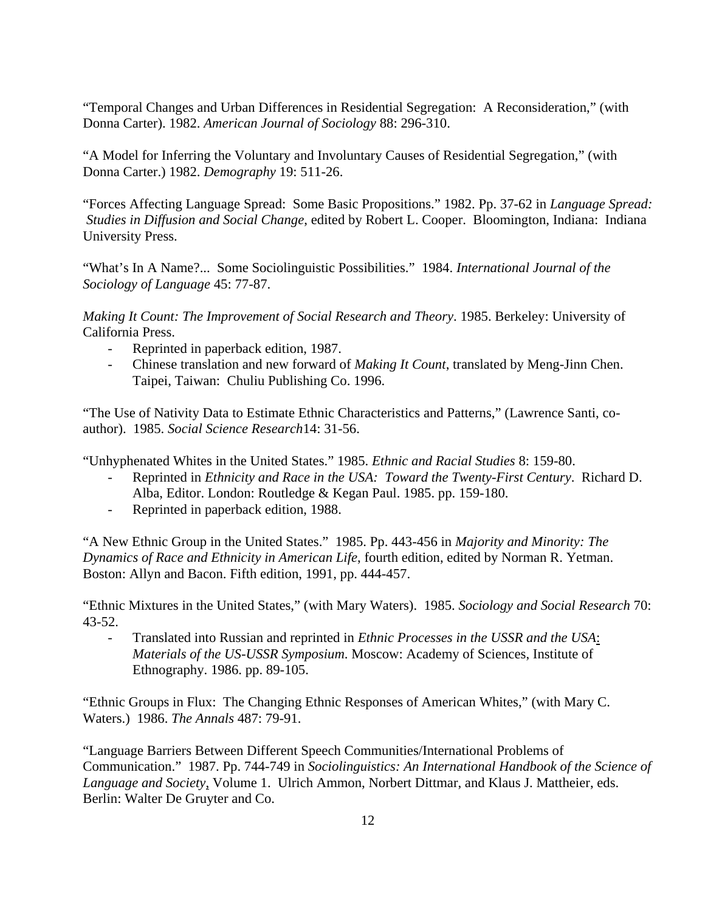"Temporal Changes and Urban Differences in Residential Segregation: A Reconsideration," (with Donna Carter). 1982. *American Journal of Sociology* 88: 296-310.

"A Model for Inferring the Voluntary and Involuntary Causes of Residential Segregation," (with Donna Carter.) 1982. *Demography* 19: 511-26.

"Forces Affecting Language Spread: Some Basic Propositions." 1982. Pp. 37-62 in *Language Spread: Studies in Diffusion and Social Change*, edited by Robert L. Cooper. Bloomington, Indiana: Indiana University Press.

"What's In A Name?... Some Sociolinguistic Possibilities." 1984. *International Journal of the Sociology of Language* 45: 77-87.

*Making It Count: The Improvement of Social Research and Theory*. 1985. Berkeley: University of California Press.

- Reprinted in paperback edition, 1987.
- Chinese translation and new forward of *Making It Count*, translated by Meng-Jinn Chen. Taipei, Taiwan: Chuliu Publishing Co. 1996.

"The Use of Nativity Data to Estimate Ethnic Characteristics and Patterns," (Lawrence Santi, co-author). 1985. *Social Science Research*14: 31-56.

"Unhyphenated Whites in the United States." 1985. *Ethnic and Racial Studies* 8: 159-80.

- Reprinted in *Ethnicity and Race in the USA: Toward the Twenty-First Century*. Richard D. Alba, Editor. London: Routledge & Kegan Paul. 1985. pp. 159-180.
- Reprinted in paperback edition, 1988.

"A New Ethnic Group in the United States." 1985. Pp. 443-456 in *Majority and Minority: The Dynamics of Race and Ethnicity in American Life*, fourth edition, edited by Norman R. Yetman. Boston: Allyn and Bacon. Fifth edition, 1991, pp. 444-457.

"Ethnic Mixtures in the United States," (with Mary Waters). 1985. *Sociology and Social Research* 70: 43-52.

- Translated into Russian and reprinted in *Ethnic Processes in the USSR and the USA: Materials of the US-USSR Symposium*. Moscow: Academy of Sciences, Institute of Ethnography. 1986. pp. 89-105.

"Ethnic Groups in Flux: The Changing Ethnic Responses of American Whites," (with Mary C. Waters.) 1986. *The Annals* 487: 79-91.

"Language Barriers Between Different Speech Communities/International Problems of Communication." 1987. Pp. 744-749 in *Sociolinguistics: An International Handbook of the Science of Language and Society*, Volume 1. Ulrich Ammon, Norbert Dittmar, and Klaus J. Mattheier, eds. Berlin: Walter De Gruyter and Co.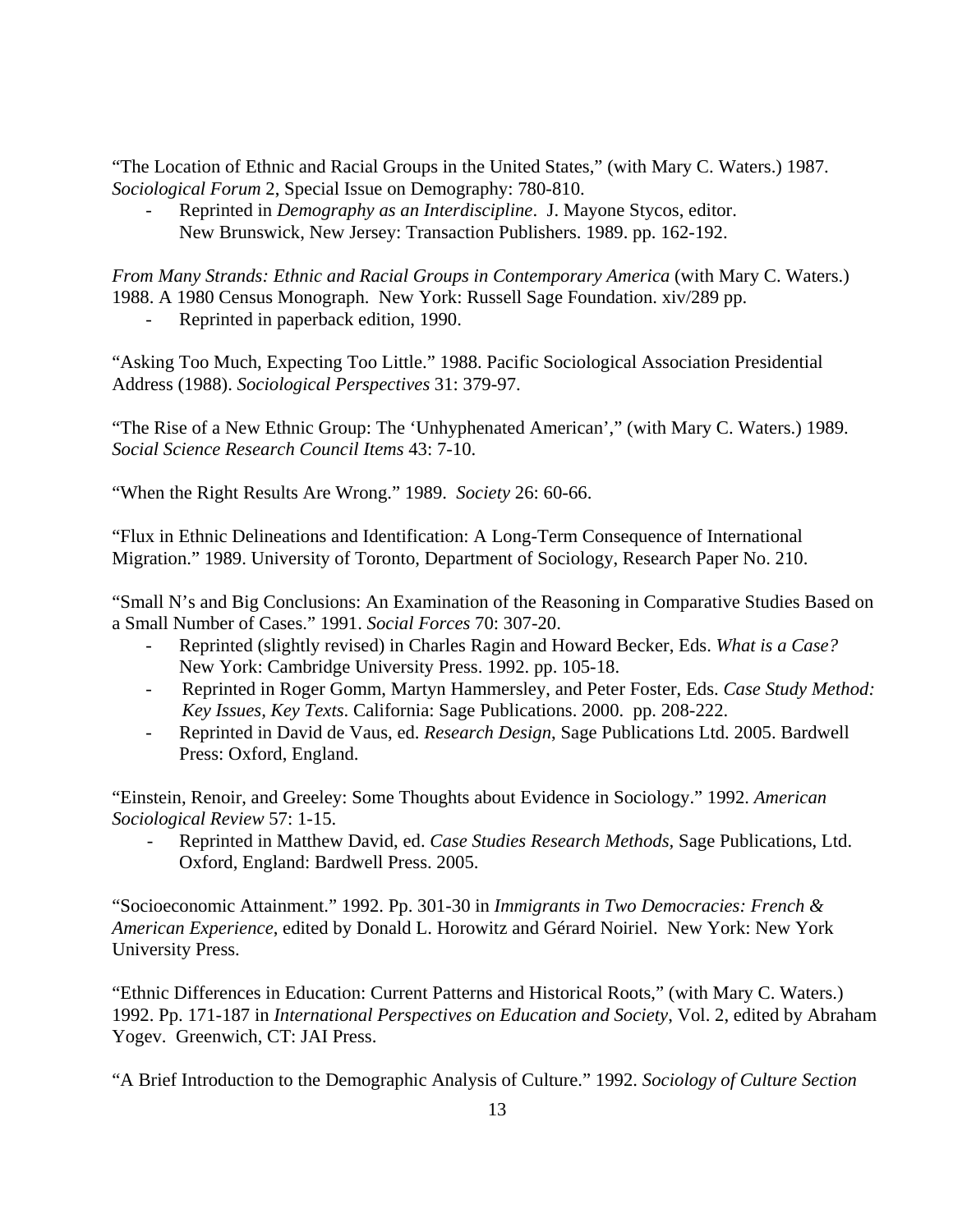"The Location of Ethnic and Racial Groups in the United States," (with Mary C. Waters.) 1987. *Sociological Forum* 2, Special Issue on Demography: 780-810.

- Reprinted in *Demography as an Interdiscipline*. J. Mayone Stycos, editor. New Brunswick, New Jersey: Transaction Publishers. 1989. pp. 162-192.

*From Many Strands: Ethnic and Racial Groups in Contemporary America* (with Mary C. Waters.) 1988. A 1980 Census Monograph. New York: Russell Sage Foundation. xiv/289 pp.

- Reprinted in paperback edition, 1990.

"Asking Too Much, Expecting Too Little." 1988. Pacific Sociological Association Presidential Address (1988). *Sociological Perspectives* 31: 379-97.

"The Rise of a New Ethnic Group: The 'Unhyphenated American'," (with Mary C. Waters.) 1989. *Social Science Research Council Items* 43: 7-10.

"When the Right Results Are Wrong." 1989. *Society* 26: 60-66.

"Flux in Ethnic Delineations and Identification: A Long-Term Consequence of International Migration." 1989. University of Toronto, Department of Sociology, Research Paper No. 210.

"Small N's and Big Conclusions: An Examination of the Reasoning in Comparative Studies Based on a Small Number of Cases." 1991. *Social Forces* 70: 307-20.

- Reprinted (slightly revised) in Charles Ragin and Howard Becker, Eds. *What is a Case?* New York: Cambridge University Press. 1992. pp. 105-18.
- Reprinted in Roger Gomm, Martyn Hammersley, and Peter Foster, Eds. *Case Study Method: Key Issues, Key Texts*. California: Sage Publications. 2000. pp. 208-222.
- Reprinted in David de Vaus, ed. *Research Design*, Sage Publications Ltd. 2005. Bardwell Press: Oxford, England.

"Einstein, Renoir, and Greeley: Some Thoughts about Evidence in Sociology." 1992. *American Sociological Review* 57: 1-15.

- Reprinted in Matthew David, ed. *Case Studies Research Methods,* Sage Publications, Ltd. Oxford, England: Bardwell Press. 2005.

"Socioeconomic Attainment." 1992. Pp. 301-30 in *Immigrants in Two Democracies: French & American Experience*, edited by Donald L. Horowitz and Gérard Noiriel. New York: New York University Press.

"Ethnic Differences in Education: Current Patterns and Historical Roots," (with Mary C. Waters.) 1992. Pp. 171-187 in *International Perspectives on Education and Society*, Vol. 2, edited by Abraham Yogev. Greenwich, CT: JAI Press.

"A Brief Introduction to the Demographic Analysis of Culture." 1992. *Sociology of Culture Section*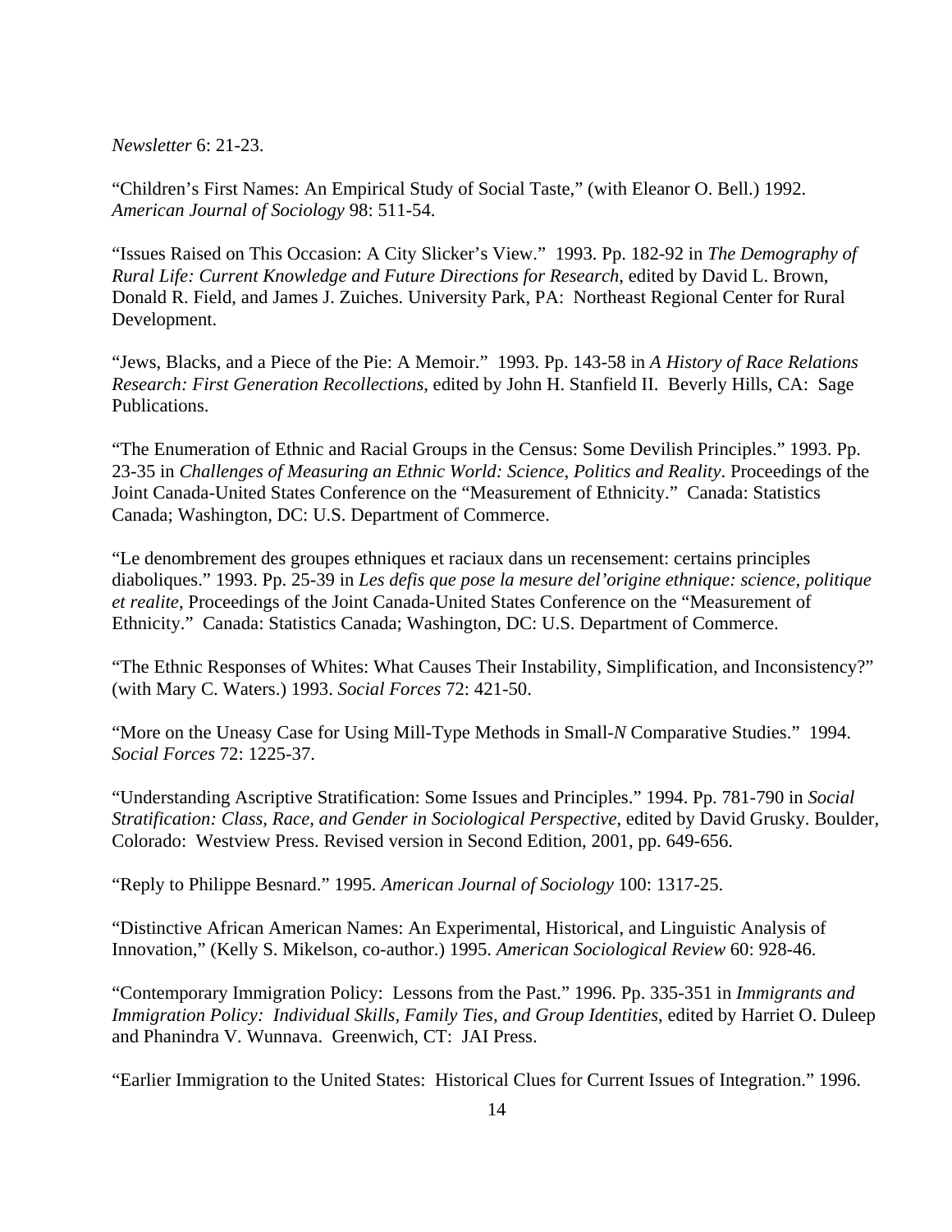*Newsletter* 6: 21-23.

"Children's First Names: An Empirical Study of Social Taste," (with Eleanor O. Bell.) 1992. *American Journal of Sociology* 98: 511-54.

"Issues Raised on This Occasion: A City Slicker's View." 1993. Pp. 182-92 in *The Demography of Rural Life: Current Knowledge and Future Directions for Research*, edited by David L. Brown, Donald R. Field, and James J. Zuiches. University Park, PA: Northeast Regional Center for Rural Development.

"Jews, Blacks, and a Piece of the Pie: A Memoir." 1993. Pp. 143-58 in *A History of Race Relations Research: First Generation Recollections*, edited by John H. Stanfield II. Beverly Hills, CA: Sage Publications.

"The Enumeration of Ethnic and Racial Groups in the Census: Some Devilish Principles." 1993. Pp. 23-35 in *Challenges of Measuring an Ethnic World: Science, Politics and Reality*. Proceedings of the Joint Canada-United States Conference on the "Measurement of Ethnicity." Canada: Statistics Canada; Washington, DC: U.S. Department of Commerce.

"Le denombrement des groupes ethniques et raciaux dans un recensement: certains principles diaboliques." 1993. Pp. 25-39 in *Les defis que pose la mesure del'origine ethnique: science, politique et realite*, Proceedings of the Joint Canada-United States Conference on the "Measurement of Ethnicity." Canada: Statistics Canada; Washington, DC: U.S. Department of Commerce.

"The Ethnic Responses of Whites: What Causes Their Instability, Simplification, and Inconsistency?" (with Mary C. Waters.) 1993. *Social Forces* 72: 421-50.

"More on the Uneasy Case for Using Mill-Type Methods in Small-*N* Comparative Studies." 1994. *Social Forces* 72: 1225-37.

"Understanding Ascriptive Stratification: Some Issues and Principles." 1994. Pp. 781-790 in *Social Stratification: Class, Race, and Gender in Sociological Perspective*, edited by David Grusky. Boulder, Colorado: Westview Press. Revised version in Second Edition, 2001, pp. 649-656.

"Reply to Philippe Besnard." 1995. *American Journal of Sociology* 100: 1317-25.

"Distinctive African American Names: An Experimental, Historical, and Linguistic Analysis of Innovation," (Kelly S. Mikelson, co-author.) 1995. *American Sociological Review* 60: 928-46.

"Contemporary Immigration Policy: Lessons from the Past." 1996. Pp. 335-351 in *Immigrants and Immigration Policy: Individual Skills, Family Ties, and Group Identities*, edited by Harriet O. Duleep and Phanindra V. Wunnava. Greenwich, CT: JAI Press.

"Earlier Immigration to the United States: Historical Clues for Current Issues of Integration." 1996.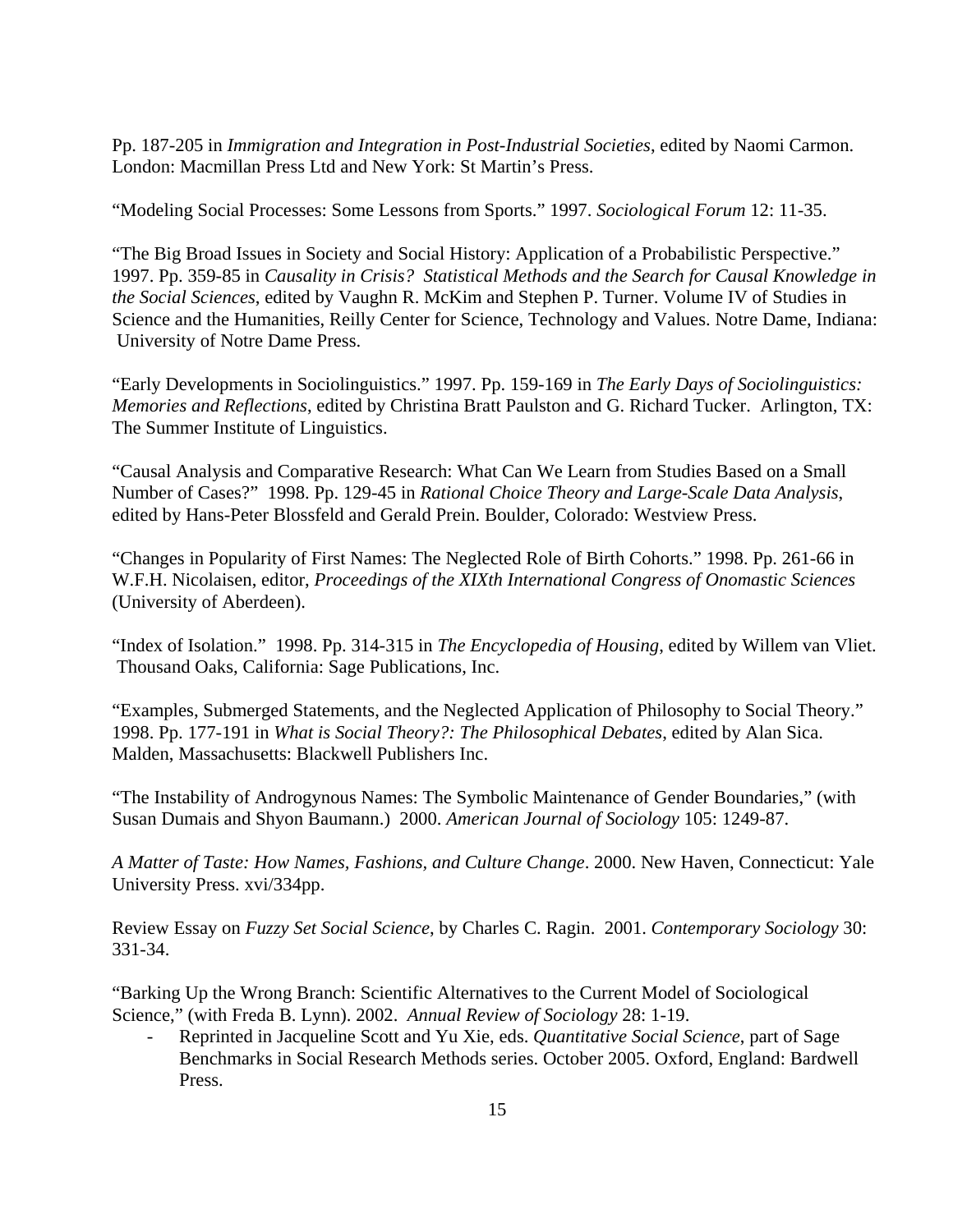Pp. 187-205 in *Immigration and Integration in Post-Industrial Societies*, edited by Naomi Carmon. London: Macmillan Press Ltd and New York: St Martin's Press.

"Modeling Social Processes: Some Lessons from Sports." 1997. *Sociological Forum* 12: 11-35.

"The Big Broad Issues in Society and Social History: Application of a Probabilistic Perspective." 1997. Pp. 359-85 in *Causality in Crisis? Statistical Methods and the Search for Causal Knowledge in the Social Sciences*, edited by Vaughn R. McKim and Stephen P. Turner. Volume IV of Studies in Science and the Humanities, Reilly Center for Science, Technology and Values. Notre Dame, Indiana: University of Notre Dame Press.

"Early Developments in Sociolinguistics." 1997. Pp. 159-169 in *The Early Days of Sociolinguistics: Memories and Reflections*, edited by Christina Bratt Paulston and G. Richard Tucker. Arlington, TX: The Summer Institute of Linguistics.

"Causal Analysis and Comparative Research: What Can We Learn from Studies Based on a Small Number of Cases?" 1998. Pp. 129-45 in *Rational Choice Theory and Large-Scale Data Analysis*, edited by Hans-Peter Blossfeld and Gerald Prein. Boulder, Colorado: Westview Press.

"Changes in Popularity of First Names: The Neglected Role of Birth Cohorts." 1998. Pp. 261-66 in W.F.H. Nicolaisen, editor, *Proceedings of the XIXth International Congress of Onomastic Sciences* (University of Aberdeen).

"Index of Isolation." 1998. Pp. 314-315 in *The Encyclopedia of Housing*, edited by Willem van Vliet. Thousand Oaks, California: Sage Publications, Inc.

"Examples, Submerged Statements, and the Neglected Application of Philosophy to Social Theory." 1998. Pp. 177-191 in *What is Social Theory?: The Philosophical Debates*, edited by Alan Sica. Malden, Massachusetts: Blackwell Publishers Inc.

"The Instability of Androgynous Names: The Symbolic Maintenance of Gender Boundaries," (with Susan Dumais and Shyon Baumann.) 2000. *American Journal of Sociology* 105: 1249-87.

*A Matter of Taste: How Names, Fashions, and Culture Change*. 2000. New Haven, Connecticut: Yale University Press. xvi/334pp.

Review Essay on *Fuzzy Set Social Science*, by Charles C. Ragin. 2001. *Contemporary Sociology* 30: 331-34.

"Barking Up the Wrong Branch: Scientific Alternatives to the Current Model of Sociological Science," (with Freda B. Lynn). 2002. *Annual Review of Sociology* 28: 1-19.

- Reprinted in Jacqueline Scott and Yu Xie, eds. *Quantitative Social Science*, part of Sage Benchmarks in Social Research Methods series. October 2005. Oxford, England: Bardwell Press.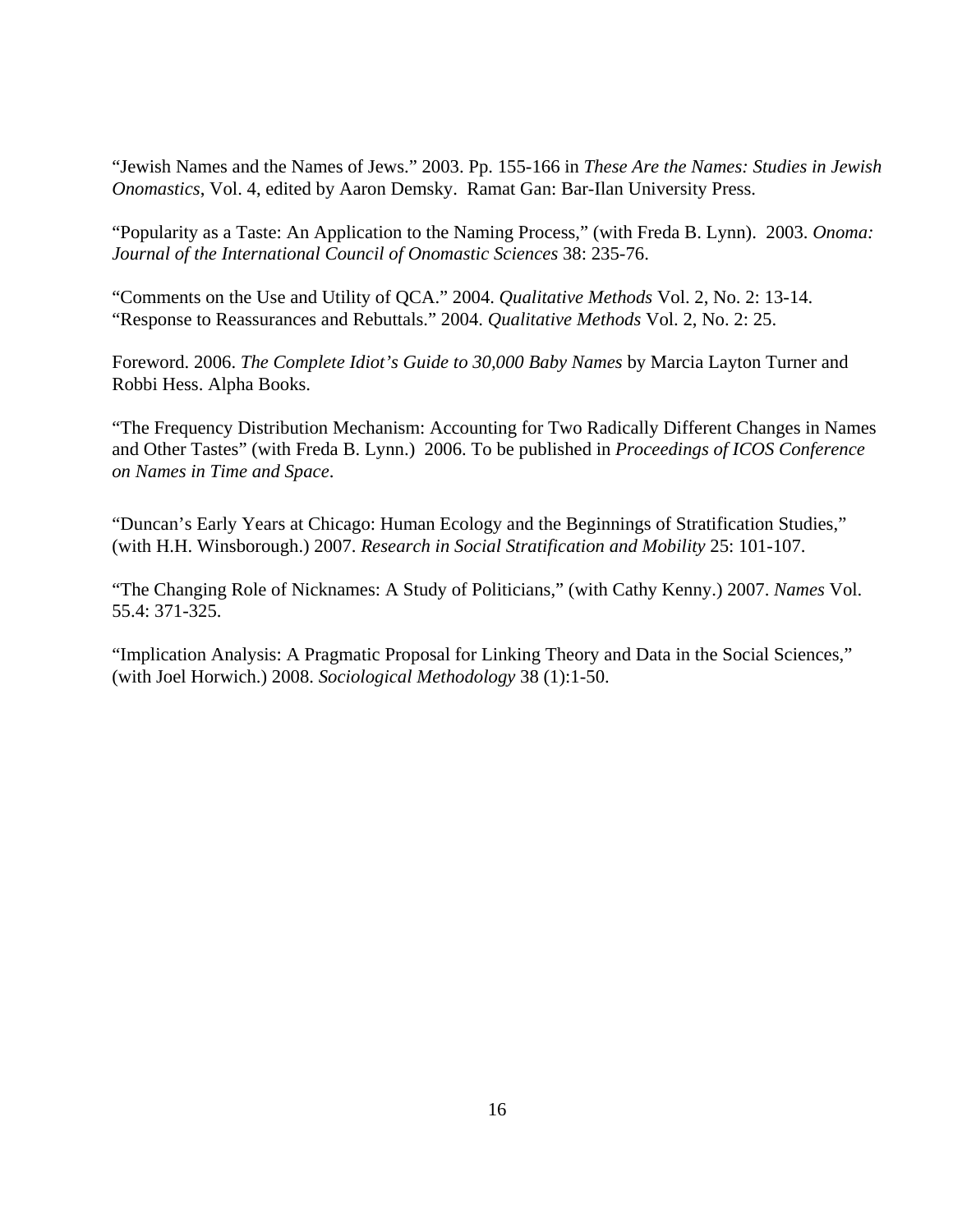"Jewish Names and the Names of Jews." 2003. Pp. 155-166 in *These Are the Names: Studies in Jewish Onomastics*, Vol. 4, edited by Aaron Demsky. Ramat Gan: Bar-Ilan University Press.

"Popularity as a Taste: An Application to the Naming Process," (with Freda B. Lynn). 2003. *Onoma: Journal of the International Council of Onomastic Sciences* 38: 235-76.

"Comments on the Use and Utility of QCA." 2004. *Qualitative Methods* Vol. 2, No. 2: 13-14.
"Response to Reassurances and Rebuttals." 2004. *Qualitative Methods* Vol. 2, No. 2: 25.

Foreword. 2006. *The Complete Idiot's Guide to 30,000 Baby Names* by Marcia Layton Turner and Robbi Hess. Alpha Books.

"The Frequency Distribution Mechanism: Accounting for Two Radically Different Changes in Names and Other Tastes" (with Freda B. Lynn.) 2006. To be published in *Proceedings of ICOS Conference on Names in Time and Space*.

"Duncan's Early Years at Chicago: Human Ecology and the Beginnings of Stratification Studies," (with H.H. Winsborough.) 2007. *Research in Social Stratification and Mobility* 25: 101-107.

"The Changing Role of Nicknames: A Study of Politicians," (with Cathy Kenny.) 2007. *Names* Vol. 55.4: 371-325.

"Implication Analysis: A Pragmatic Proposal for Linking Theory and Data in the Social Sciences," (with Joel Horwich.) 2008. *Sociological Methodology* 38 (1):1-50.